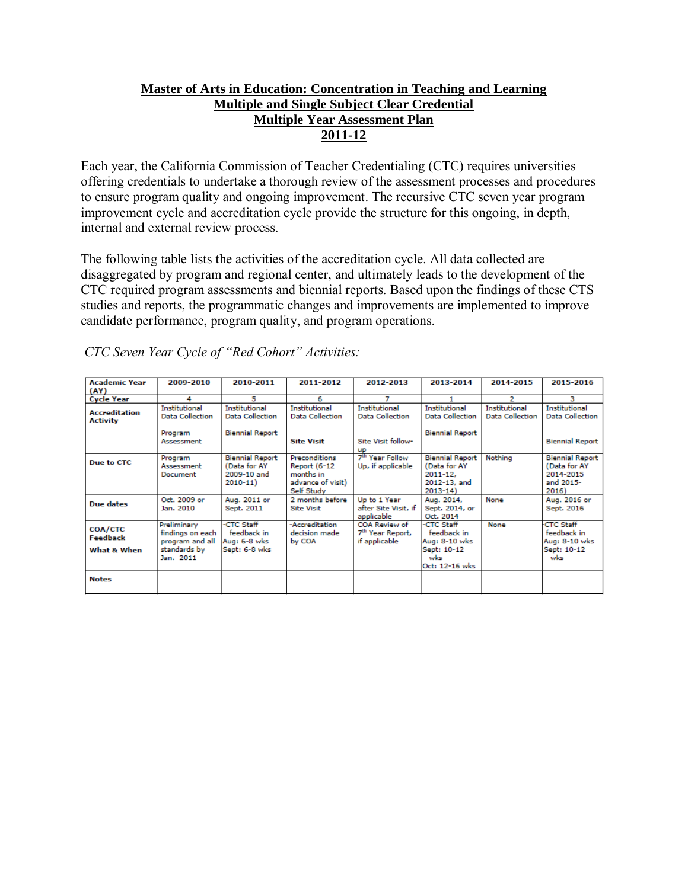# Master of Arts in Education: Concentration in Teaching and Learning
## Multiple and Single Subject Clear Credential
## Multiple Year Assessment Plan
## 2011-12

Each year, the California Commission of Teacher Credentialing (CTC) requires universities offering credentials to undertake a thorough review of the assessment processes and procedures to ensure program quality and ongoing improvement. The recursive CTC seven year program improvement cycle and accreditation cycle provide the structure for this ongoing, in depth, internal and external review process.

The following table lists the activities of the accreditation cycle. All data collected are disaggregated by program and regional center, and ultimately leads to the development of the CTC required program assessments and biennial reports. Based upon the findings of these CTS studies and reports, the programmatic changes and improvements are implemented to improve candidate performance, program quality, and program operations.

*CTC Seven Year Cycle of "Red Cohort" Activities:*

| Academic Year (AY) | 2009-2010 | 2010-2011 | 2011-2012 | 2012-2013 | 2013-2014 | 2014-2015 | 2015-2016 |
|---|---|---|---|---|---|---|---|
| Cycle Year | 4 | 5 | 6 | 7 | 1 | 2 | 3 |
| Accreditation Activity | Institutional Data Collection<br><br>Program Assessment | Institutional Data Collection<br><br>Biennial Report | Institutional Data Collection<br><br>**Site Visit** | Institutional Data Collection<br><br>Site Visit follow-up | Institutional Data Collection<br><br>Biennial Report | Institutional Data Collection | Institutional Data Collection<br><br>Biennial Report |
| Due to CTC | Program Assessment Document | Biennial Report (Data for AY 2009-10 and 2010-11) | Preconditions Report (6-12 months in advance of visit) Self Study | 7th Year Follow Up, if applicable | Biennial Report (Data for AY 2011-12, 2012-13, and 2013-14) | Nothing | Biennial Report (Data for AY 2014-2015 and 2015-2016) |
| Due dates | Oct. 2009 or Jan. 2010 | Aug. 2011 or Sept. 2011 | 2 months before Site Visit | Up to 1 Year after Site Visit, if applicable | Aug. 2014, Sept. 2014, or Oct. 2014 | None | Aug. 2016 or Sept. 2016 |
| COA/CTC Feedback<br><br>What & When | Preliminary findings on each program and all standards by Jan. 2011 | -CTC Staff feedback in Aug: 6-8 wks Sept: 6-8 wks | -Accreditation decision made by COA | COA Review of 7th Year Report, if applicable | -CTC Staff feedback in Aug: 8-10 wks Sept: 10-12 wks Oct: 12-16 wks | None | -CTC Staff feedback in Aug: 8-10 wks Sept: 10-12 wks |
| Notes | | | | | | | |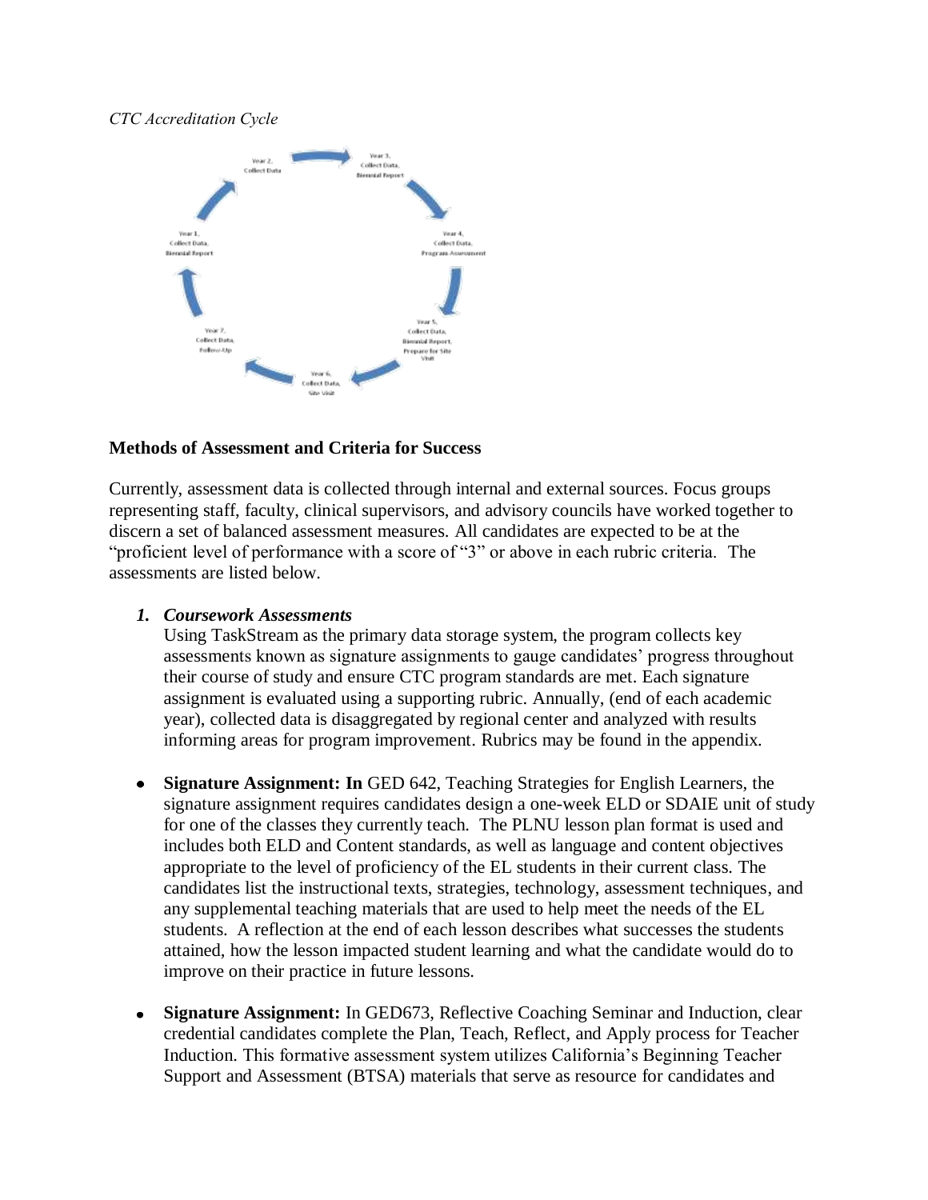*CTC Accreditation Cycle*

Year 1, Collect Data, Biennial Report

Year 2, Collect Data

Year 3, Collect Data, Biennial Report

Year 4, Collect Data, Program Assessment

Year 5, Collect Data, Biennial Report, Prepare for Site Visit

Year 6, Collect Data, Site Visit

Year 7, Collect Data, Follow-Up

**Methods of Assessment and Criteria for Success**

Currently, assessment data is collected through internal and external sources. Focus groups representing staff, faculty, clinical supervisors, and advisory councils have worked together to discern a set of balanced assessment measures. All candidates are expected to be at the "proficient level of performance with a score of "3" or above in each rubric criteria. The assessments are listed below.

1. ***Coursework Assessments***
   Using TaskStream as the primary data storage system, the program collects key assessments known as signature assignments to gauge candidates' progress throughout their course of study and ensure CTC program standards are met. Each signature assignment is evaluated using a supporting rubric. Annually, (end of each academic year), collected data is disaggregated by regional center and analyzed with results informing areas for program improvement. Rubrics may be found in the appendix.

- **Signature Assignment: In** GED 642, Teaching Strategies for English Learners, the signature assignment requires candidates design a one-week ELD or SDAIE unit of study for one of the classes they currently teach. The PLNU lesson plan format is used and includes both ELD and Content standards, as well as language and content objectives appropriate to the level of proficiency of the EL students in their current class. The candidates list the instructional texts, strategies, technology, assessment techniques, and any supplemental teaching materials that are used to help meet the needs of the EL students. A reflection at the end of each lesson describes what successes the students attained, how the lesson impacted student learning and what the candidate would do to improve on their practice in future lessons.

- **Signature Assignment:** In GED673, Reflective Coaching Seminar and Induction, clear credential candidates complete the Plan, Teach, Reflect, and Apply process for Teacher Induction. This formative assessment system utilizes California's Beginning Teacher Support and Assessment (BTSA) materials that serve as resource for candidates and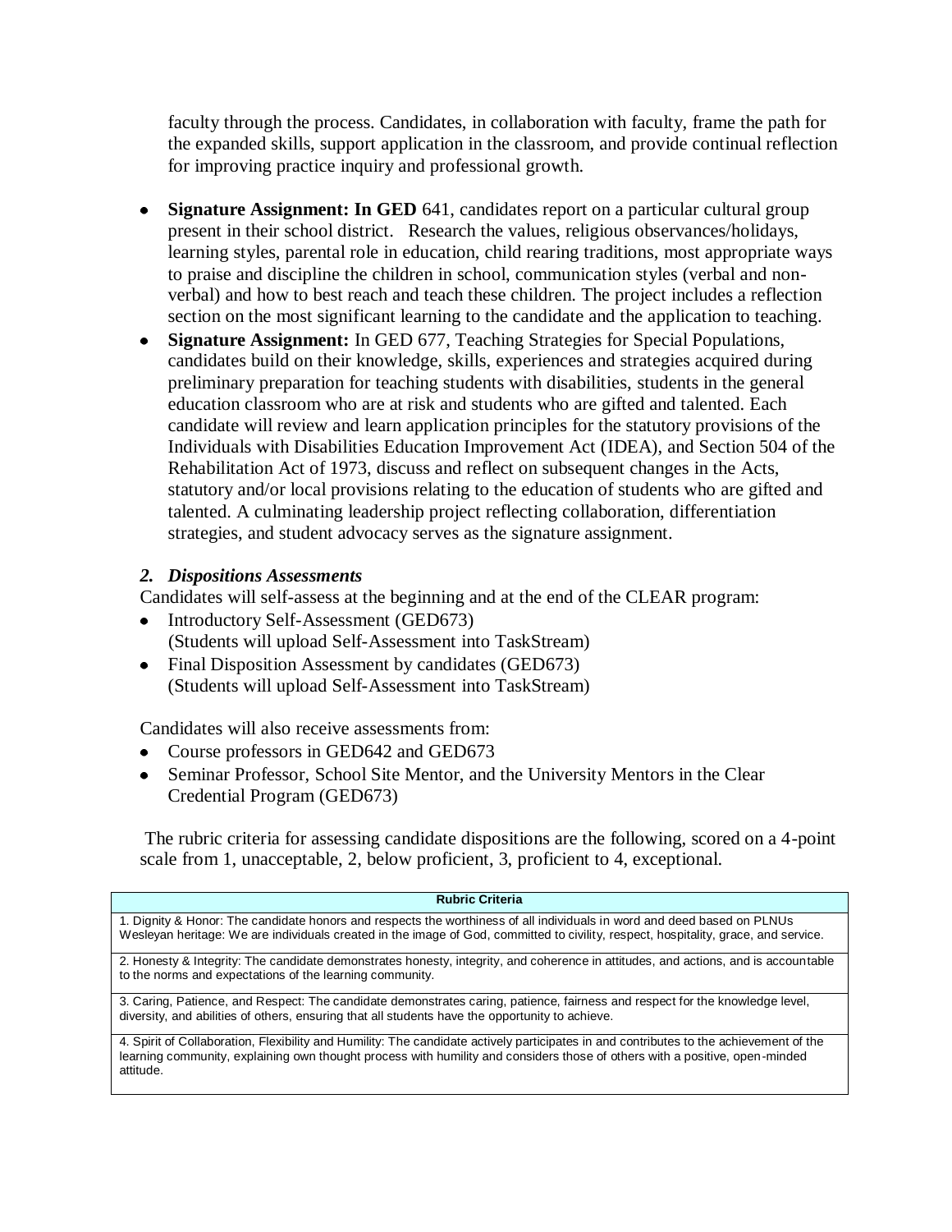faculty through the process. Candidates, in collaboration with faculty, frame the path for the expanded skills, support application in the classroom, and provide continual reflection for improving practice inquiry and professional growth.

- **Signature Assignment: In GED** 641, candidates report on a particular cultural group present in their school district. Research the values, religious observances/holidays, learning styles, parental role in education, child rearing traditions, most appropriate ways to praise and discipline the children in school, communication styles (verbal and non-verbal) and how to best reach and teach these children. The project includes a reflection section on the most significant learning to the candidate and the application to teaching.
- **Signature Assignment:** In GED 677, Teaching Strategies for Special Populations, candidates build on their knowledge, skills, experiences and strategies acquired during preliminary preparation for teaching students with disabilities, students in the general education classroom who are at risk and students who are gifted and talented. Each candidate will review and learn application principles for the statutory provisions of the Individuals with Disabilities Education Improvement Act (IDEA), and Section 504 of the Rehabilitation Act of 1973, discuss and reflect on subsequent changes in the Acts, statutory and/or local provisions relating to the education of students who are gifted and talented. A culminating leadership project reflecting collaboration, differentiation strategies, and student advocacy serves as the signature assignment.

### *2. Dispositions Assessments*

Candidates will self-assess at the beginning and at the end of the CLEAR program:

- Introductory Self-Assessment (GED673)
  (Students will upload Self-Assessment into TaskStream)
- Final Disposition Assessment by candidates (GED673)
  (Students will upload Self-Assessment into TaskStream)

Candidates will also receive assessments from:

- Course professors in GED642 and GED673
- Seminar Professor, School Site Mentor, and the University Mentors in the Clear Credential Program (GED673)

The rubric criteria for assessing candidate dispositions are the following, scored on a 4-point scale from 1, unacceptable, 2, below proficient, 3, proficient to 4, exceptional.

| **Rubric Criteria** |
| --- |
| 1. Dignity & Honor: The candidate honors and respects the worthiness of all individuals in word and deed based on PLNUs Wesleyan heritage: We are individuals created in the image of God, committed to civility, respect, hospitality, grace, and service. |
| 2. Honesty & Integrity: The candidate demonstrates honesty, integrity, and coherence in attitudes, and actions, and is accountable to the norms and expectations of the learning community. |
| 3. Caring, Patience, and Respect: The candidate demonstrates caring, patience, fairness and respect for the knowledge level, diversity, and abilities of others, ensuring that all students have the opportunity to achieve. |
| 4. Spirit of Collaboration, Flexibility and Humility: The candidate actively participates in and contributes to the achievement of the learning community, explaining own thought process with humility and considers those of others with a positive, open-minded attitude. |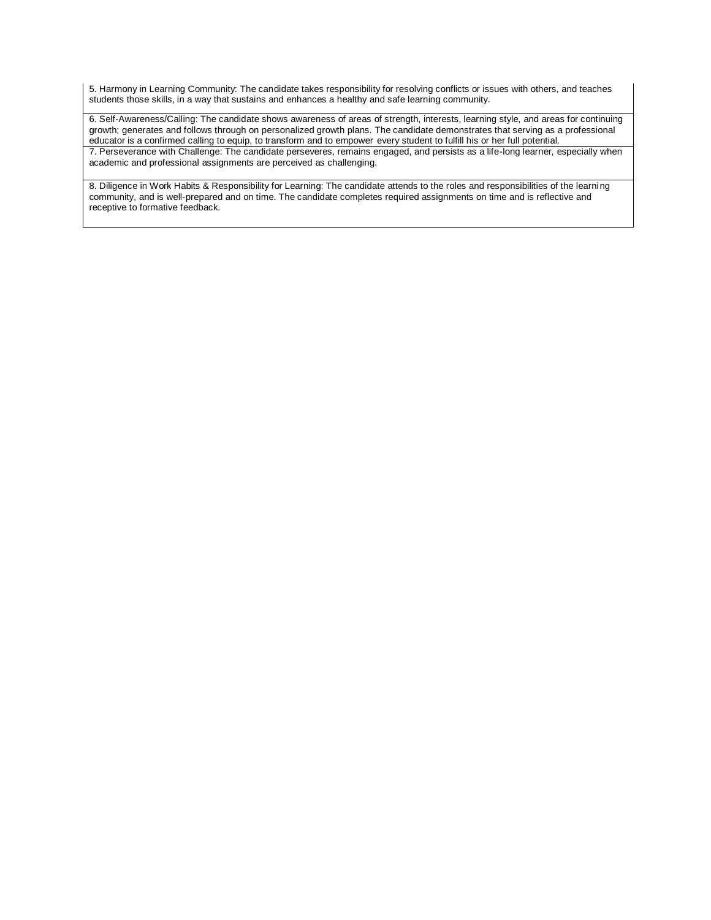| |
|---|
| 5. Harmony in Learning Community: The candidate takes responsibility for resolving conflicts or issues with others, and teaches students those skills, in a way that sustains and enhances a healthy and safe learning community. |
| 6. Self-Awareness/Calling: The candidate shows awareness of areas of strength, interests, learning style, and areas for continuing growth; generates and follows through on personalized growth plans. The candidate demonstrates that serving as a professional educator is a confirmed calling to equip, to transform and to empower every student to fulfill his or her full potential. |
| 7. Perseverance with Challenge: The candidate perseveres, remains engaged, and persists as a life-long learner, especially when academic and professional assignments are perceived as challenging. |
| 8. Diligence in Work Habits & Responsibility for Learning: The candidate attends to the roles and responsibilities of the learning community, and is well-prepared and on time. The candidate completes required assignments on time and is reflective and receptive to formative feedback. |